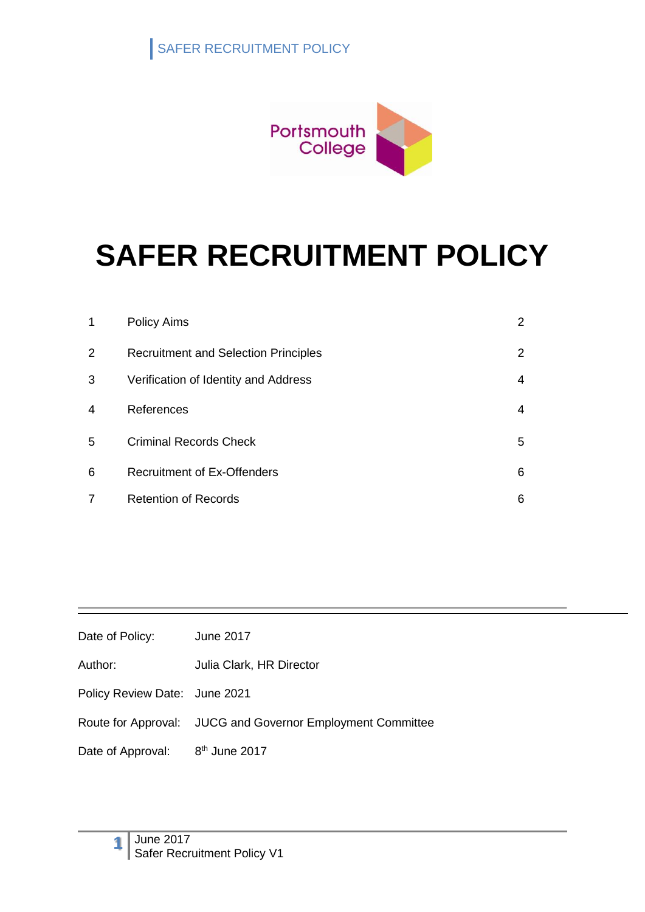Portsmouth College

# SAFER RECRUITMENT POLICY

| | | |
|---|---|---|
| 1 | Policy Aims | 2 |
| 2 | Recruitment and Selection Principles | 2 |
| 3 | Verification of Identity and Address | 4 |
| 4 | References | 4 |
| 5 | Criminal Records Check | 5 |
| 6 | Recruitment of Ex-Offenders | 6 |
| 7 | Retention of Records | 6 |

---

| | |
|---|---|
| Date of Policy: | June 2017 |
| Author: | Julia Clark, HR Director |
| Policy Review Date: | June 2021 |
| Route for Approval: | JUCG and Governor Employment Committee |
| Date of Approval: | 8th June 2017 |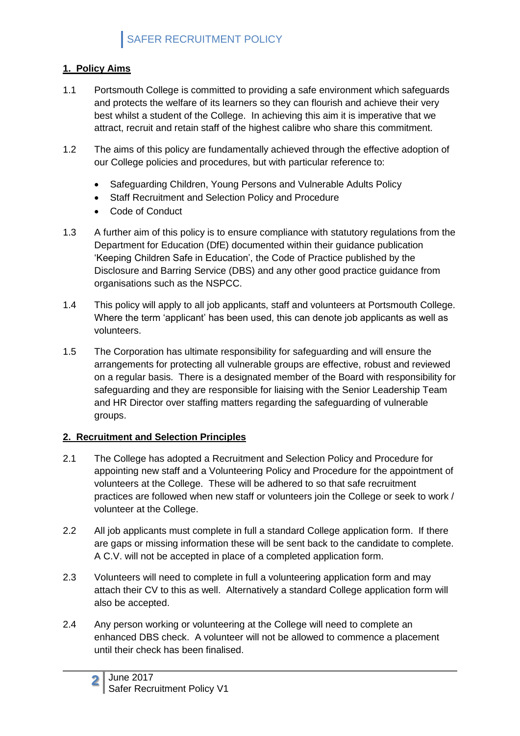# SAFER RECRUITMENT POLICY

## 1. Policy Aims

1.1 Portsmouth College is committed to providing a safe environment which safeguards and protects the welfare of its learners so they can flourish and achieve their very best whilst a student of the College. In achieving this aim it is imperative that we attract, recruit and retain staff of the highest calibre who share this commitment.

1.2 The aims of this policy are fundamentally achieved through the effective adoption of our College policies and procedures, but with particular reference to:

- Safeguarding Children, Young Persons and Vulnerable Adults Policy
- Staff Recruitment and Selection Policy and Procedure
- Code of Conduct

1.3 A further aim of this policy is to ensure compliance with statutory regulations from the Department for Education (DfE) documented within their guidance publication 'Keeping Children Safe in Education', the Code of Practice published by the Disclosure and Barring Service (DBS) and any other good practice guidance from organisations such as the NSPCC.

1.4 This policy will apply to all job applicants, staff and volunteers at Portsmouth College. Where the term 'applicant' has been used, this can denote job applicants as well as volunteers.

1.5 The Corporation has ultimate responsibility for safeguarding and will ensure the arrangements for protecting all vulnerable groups are effective, robust and reviewed on a regular basis. There is a designated member of the Board with responsibility for safeguarding and they are responsible for liaising with the Senior Leadership Team and HR Director over staffing matters regarding the safeguarding of vulnerable groups.

## 2. Recruitment and Selection Principles

2.1 The College has adopted a Recruitment and Selection Policy and Procedure for appointing new staff and a Volunteering Policy and Procedure for the appointment of volunteers at the College. These will be adhered to so that safe recruitment practices are followed when new staff or volunteers join the College or seek to work / volunteer at the College.

2.2 All job applicants must complete in full a standard College application form. If there are gaps or missing information these will be sent back to the candidate to complete. A C.V. will not be accepted in place of a completed application form.

2.3 Volunteers will need to complete in full a volunteering application form and may attach their CV to this as well. Alternatively a standard College application form will also be accepted.

2.4 Any person working or volunteering at the College will need to complete an enhanced DBS check. A volunteer will not be allowed to commence a placement until their check has been finalised.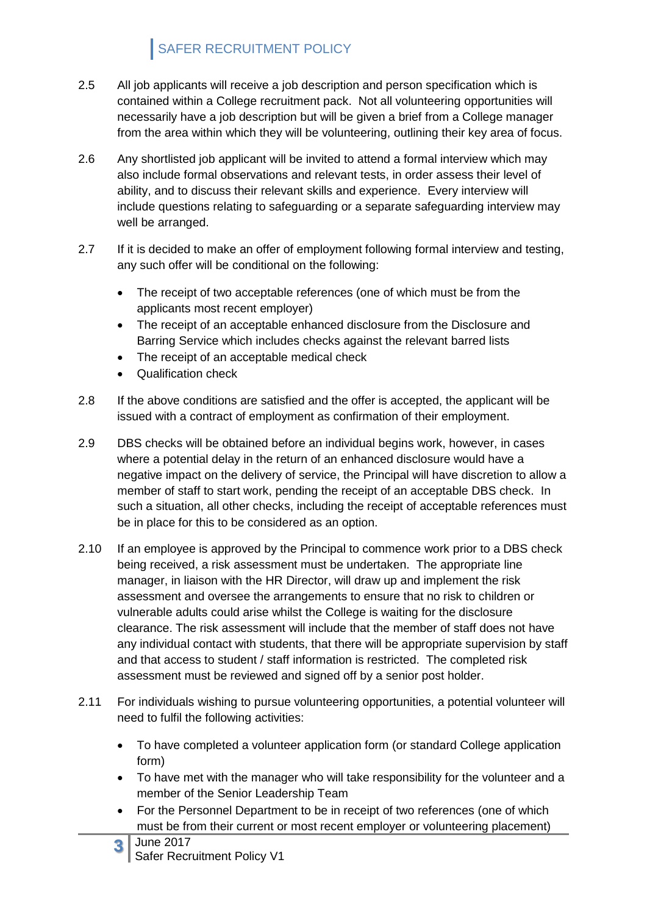2.5 All job applicants will receive a job description and person specification which is contained within a College recruitment pack. Not all volunteering opportunities will necessarily have a job description but will be given a brief from a College manager from the area within which they will be volunteering, outlining their key area of focus.

2.6 Any shortlisted job applicant will be invited to attend a formal interview which may also include formal observations and relevant tests, in order assess their level of ability, and to discuss their relevant skills and experience. Every interview will include questions relating to safeguarding or a separate safeguarding interview may well be arranged.

2.7 If it is decided to make an offer of employment following formal interview and testing, any such offer will be conditional on the following:

- The receipt of two acceptable references (one of which must be from the applicants most recent employer)
- The receipt of an acceptable enhanced disclosure from the Disclosure and Barring Service which includes checks against the relevant barred lists
- The receipt of an acceptable medical check
- Qualification check

2.8 If the above conditions are satisfied and the offer is accepted, the applicant will be issued with a contract of employment as confirmation of their employment.

2.9 DBS checks will be obtained before an individual begins work, however, in cases where a potential delay in the return of an enhanced disclosure would have a negative impact on the delivery of service, the Principal will have discretion to allow a member of staff to start work, pending the receipt of an acceptable DBS check. In such a situation, all other checks, including the receipt of acceptable references must be in place for this to be considered as an option.

2.10 If an employee is approved by the Principal to commence work prior to a DBS check being received, a risk assessment must be undertaken. The appropriate line manager, in liaison with the HR Director, will draw up and implement the risk assessment and oversee the arrangements to ensure that no risk to children or vulnerable adults could arise whilst the College is waiting for the disclosure clearance. The risk assessment will include that the member of staff does not have any individual contact with students, that there will be appropriate supervision by staff and that access to student / staff information is restricted. The completed risk assessment must be reviewed and signed off by a senior post holder.

2.11 For individuals wishing to pursue volunteering opportunities, a potential volunteer will need to fulfil the following activities:

- To have completed a volunteer application form (or standard College application form)
- To have met with the manager who will take responsibility for the volunteer and a member of the Senior Leadership Team
- For the Personnel Department to be in receipt of two references (one of which must be from their current or most recent employer or volunteering placement)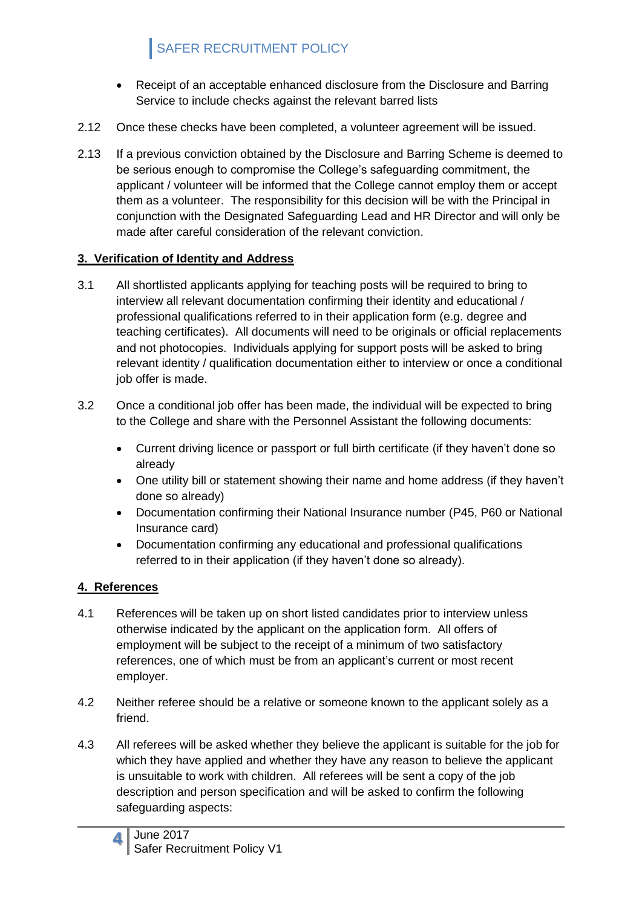- Receipt of an acceptable enhanced disclosure from the Disclosure and Barring Service to include checks against the relevant barred lists

2.12 Once these checks have been completed, a volunteer agreement will be issued.

2.13 If a previous conviction obtained by the Disclosure and Barring Scheme is deemed to be serious enough to compromise the College's safeguarding commitment, the applicant / volunteer will be informed that the College cannot employ them or accept them as a volunteer. The responsibility for this decision will be with the Principal in conjunction with the Designated Safeguarding Lead and HR Director and will only be made after careful consideration of the relevant conviction.

## 3. Verification of Identity and Address

3.1 All shortlisted applicants applying for teaching posts will be required to bring to interview all relevant documentation confirming their identity and educational / professional qualifications referred to in their application form (e.g. degree and teaching certificates). All documents will need to be originals or official replacements and not photocopies. Individuals applying for support posts will be asked to bring relevant identity / qualification documentation either to interview or once a conditional job offer is made.

3.2 Once a conditional job offer has been made, the individual will be expected to bring to the College and share with the Personnel Assistant the following documents:

- Current driving licence or passport or full birth certificate (if they haven't done so already
- One utility bill or statement showing their name and home address (if they haven't done so already)
- Documentation confirming their National Insurance number (P45, P60 or National Insurance card)
- Documentation confirming any educational and professional qualifications referred to in their application (if they haven't done so already).

## 4. References

4.1 References will be taken up on short listed candidates prior to interview unless otherwise indicated by the applicant on the application form. All offers of employment will be subject to the receipt of a minimum of two satisfactory references, one of which must be from an applicant's current or most recent employer.

4.2 Neither referee should be a relative or someone known to the applicant solely as a friend.

4.3 All referees will be asked whether they believe the applicant is suitable for the job for which they have applied and whether they have any reason to believe the applicant is unsuitable to work with children. All referees will be sent a copy of the job description and person specification and will be asked to confirm the following safeguarding aspects: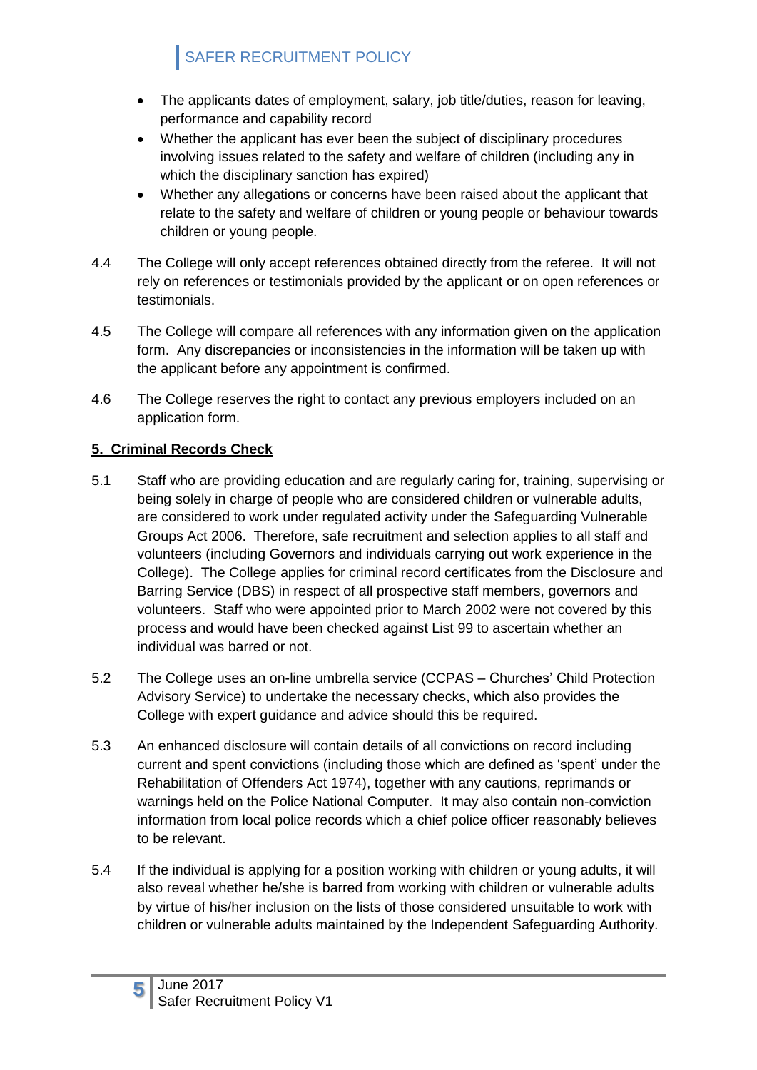- The applicants dates of employment, salary, job title/duties, reason for leaving, performance and capability record
- Whether the applicant has ever been the subject of disciplinary procedures involving issues related to the safety and welfare of children (including any in which the disciplinary sanction has expired)
- Whether any allegations or concerns have been raised about the applicant that relate to the safety and welfare of children or young people or behaviour towards children or young people.

4.4 The College will only accept references obtained directly from the referee. It will not rely on references or testimonials provided by the applicant or on open references or testimonials.

4.5 The College will compare all references with any information given on the application form. Any discrepancies or inconsistencies in the information will be taken up with the applicant before any appointment is confirmed.

4.6 The College reserves the right to contact any previous employers included on an application form.

## 5. Criminal Records Check

5.1 Staff who are providing education and are regularly caring for, training, supervising or being solely in charge of people who are considered children or vulnerable adults, are considered to work under regulated activity under the Safeguarding Vulnerable Groups Act 2006. Therefore, safe recruitment and selection applies to all staff and volunteers (including Governors and individuals carrying out work experience in the College). The College applies for criminal record certificates from the Disclosure and Barring Service (DBS) in respect of all prospective staff members, governors and volunteers. Staff who were appointed prior to March 2002 were not covered by this process and would have been checked against List 99 to ascertain whether an individual was barred or not.

5.2 The College uses an on-line umbrella service (CCPAS – Churches' Child Protection Advisory Service) to undertake the necessary checks, which also provides the College with expert guidance and advice should this be required.

5.3 An enhanced disclosure will contain details of all convictions on record including current and spent convictions (including those which are defined as 'spent' under the Rehabilitation of Offenders Act 1974), together with any cautions, reprimands or warnings held on the Police National Computer. It may also contain non-conviction information from local police records which a chief police officer reasonably believes to be relevant.

5.4 If the individual is applying for a position working with children or young adults, it will also reveal whether he/she is barred from working with children or vulnerable adults by virtue of his/her inclusion on the lists of those considered unsuitable to work with children or vulnerable adults maintained by the Independent Safeguarding Authority.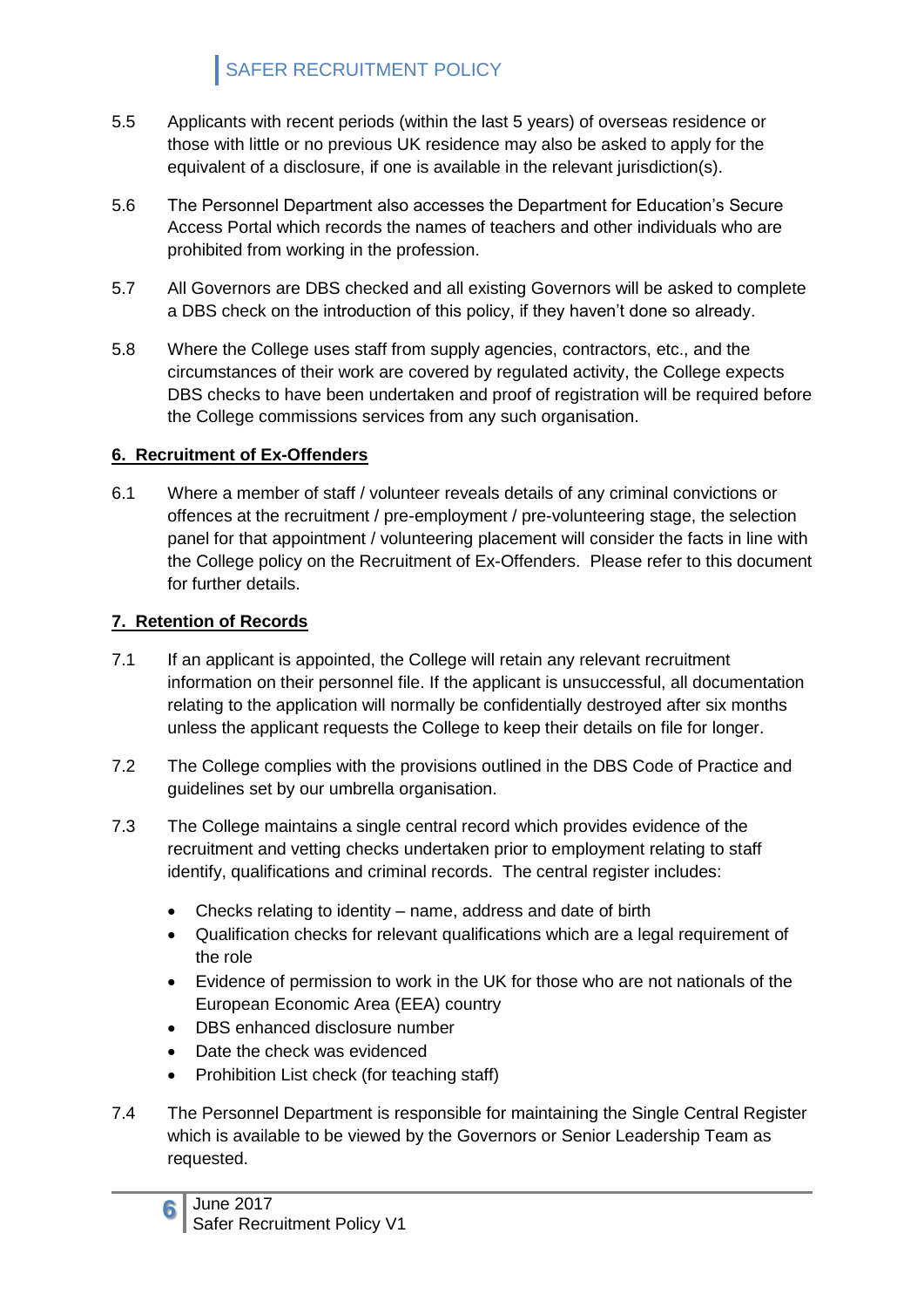5.5 Applicants with recent periods (within the last 5 years) of overseas residence or those with little or no previous UK residence may also be asked to apply for the equivalent of a disclosure, if one is available in the relevant jurisdiction(s).

5.6 The Personnel Department also accesses the Department for Education's Secure Access Portal which records the names of teachers and other individuals who are prohibited from working in the profession.

5.7 All Governors are DBS checked and all existing Governors will be asked to complete a DBS check on the introduction of this policy, if they haven't done so already.

5.8 Where the College uses staff from supply agencies, contractors, etc., and the circumstances of their work are covered by regulated activity, the College expects DBS checks to have been undertaken and proof of registration will be required before the College commissions services from any such organisation.

## 6. Recruitment of Ex-Offenders

6.1 Where a member of staff / volunteer reveals details of any criminal convictions or offences at the recruitment / pre-employment / pre-volunteering stage, the selection panel for that appointment / volunteering placement will consider the facts in line with the College policy on the Recruitment of Ex-Offenders. Please refer to this document for further details.

## 7. Retention of Records

7.1 If an applicant is appointed, the College will retain any relevant recruitment information on their personnel file. If the applicant is unsuccessful, all documentation relating to the application will normally be confidentially destroyed after six months unless the applicant requests the College to keep their details on file for longer.

7.2 The College complies with the provisions outlined in the DBS Code of Practice and guidelines set by our umbrella organisation.

7.3 The College maintains a single central record which provides evidence of the recruitment and vetting checks undertaken prior to employment relating to staff identify, qualifications and criminal records. The central register includes:

- Checks relating to identity – name, address and date of birth
- Qualification checks for relevant qualifications which are a legal requirement of the role
- Evidence of permission to work in the UK for those who are not nationals of the European Economic Area (EEA) country
- DBS enhanced disclosure number
- Date the check was evidenced
- Prohibition List check (for teaching staff)

7.4 The Personnel Department is responsible for maintaining the Single Central Register which is available to be viewed by the Governors or Senior Leadership Team as requested.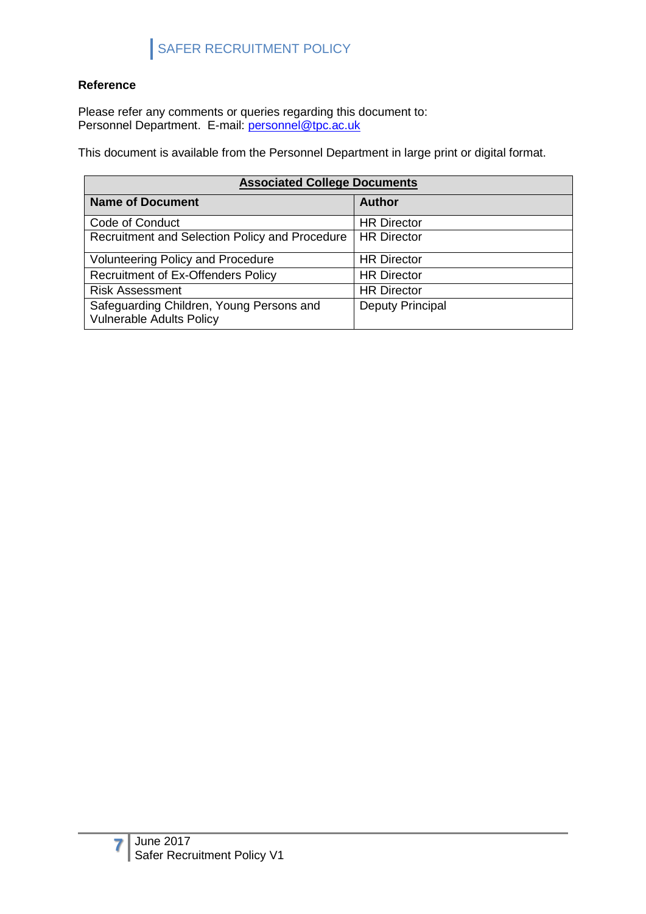**Reference**

Please refer any comments or queries regarding this document to:
Personnel Department. E-mail: personnel@tpc.ac.uk

This document is available from the Personnel Department in large print or digital format.

| **Associated College Documents** | |
|---|---|
| **Name of Document** | **Author** |
| Code of Conduct | HR Director |
| Recruitment and Selection Policy and Procedure | HR Director |
| Volunteering Policy and Procedure | HR Director |
| Recruitment of Ex-Offenders Policy | HR Director |
| Risk Assessment | HR Director |
| Safeguarding Children, Young Persons and Vulnerable Adults Policy | Deputy Principal |